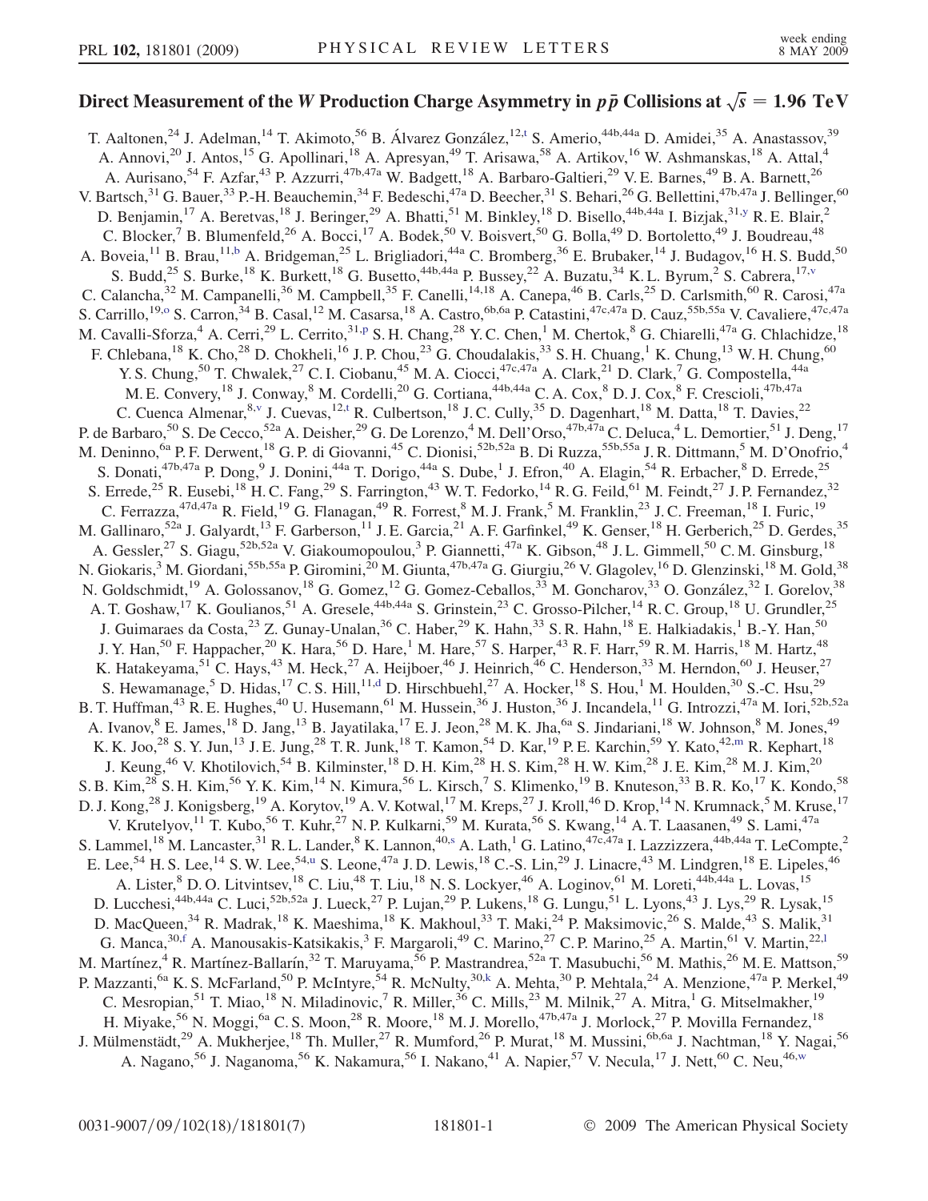# Direct Measurement of the $W$ Production Charge Asymmetry in $p\bar{p}$ Collisions at $\sqrt{s} = 1.96$ TeV

T. Aaltonen,[24] J. Adelman,[14] T. Akimoto,[56] B. Álvarez González,[12,t] S. Amerio,[44b,44a] D. Amidei,[35] A. Anastassov,[39] A. Annovi,[20] J. Antos,[15] G. Apollinari,[18] A. Apresyan,[49] T. Arisawa,[58] A. Artikov,[16] W. Ashmanskas,[18] A. Attal,[4] A. Aurisano,[54] F. Azfar,[43] P. Azzurri,[47b,47a] W. Badgett,[18] A. Barbaro-Galtieri,[29] V. E. Barnes,[49] B. A. Barnett,[26] V. Bartsch,[31] G. Bauer,[33] P.-H. Beauchemin,[34] F. Bedeschi,[47a] D. Beecher,[31] S. Behari,[26] G. Bellettini,[47b,47a] J. Bellinger,[60] D. Benjamin,[17] A. Beretvas,[18] J. Beringer,[29] A. Bhatti,[51] M. Binkley,[18] D. Bisello,[44b,44a] I. Bizjak,[31,y] R. E. Blair,[2] C. Blocker,[7] B. Blumenfeld,[26] A. Bocci,[17] A. Bodek,[50] V. Boisvert,[50] G. Bolla,[49] D. Bortoletto,[49] J. Boudreau,[48] A. Boveia,[11] B. Brau,[11,b] A. Bridgeman,[25] L. Brigliadori,[44a] C. Bromberg,[36] E. Brubaker,[14] J. Budagov,[16] H. S. Budd,[50] S. Budd,[25] S. Burke,[18] K. Burkett,[18] G. Busetto,[44b,44a] P. Bussey,[22] A. Buzatu,[34] K. L. Byrum,[2] S. Cabrera,[17,v] C. Calancha,[32] M. Campanelli,[36] M. Campbell,[35] F. Canelli,[14,18] A. Canepa,[46] B. Carls,[25] D. Carlsmith,[60] R. Carosi,[47a] S. Carrillo,[19,o] S. Carron,[34] B. Casal,[12] M. Casarsa,[18] A. Castro,[6b,6a] P. Catastini,[47c,47a] D. Cauz,[55b,55a] V. Cavaliere,[47c,47a] M. Cavalli-Sforza,[4] A. Cerri,[29] L. Cerrito,[31,p] S. H. Chang,[28] Y. C. Chen,[1] M. Chertok,[8] G. Chiarelli,[47a] G. Chlachidze,[18] F. Chlebana,[18] K. Cho,[28] D. Chokheli,[16] J. P. Chou,[23] G. Choudalakis,[33] S. H. Chuang,[1] K. Chung,[13] W. H. Chung,[60] Y. S. Chung,[50] T. Chwalek,[27] C. I. Ciobanu,[45] M. A. Ciocci,[47c,47a] A. Clark,[21] D. Clark,[7] G. Compostella,[44a] M. E. Convery,[18] J. Conway,[8] M. Cordelli,[20] G. Cortiana,[44b,44a] C. A. Cox,[8] D. J. Cox,[8] F. Crescioli,[47b,47a] C. Cuenca Almenar,[8,v] J. Cuevas,[12,t] R. Culbertson,[18] J. C. Cully,[35] D. Dagenhart,[18] M. Datta,[18] T. Davies,[22] P. de Barbaro,[50] S. De Cecco,[52a] A. Deisher,[29] G. De Lorenzo,[4] M. Dell'Orso,[47b,47a] C. Deluca,[4] L. Demortier,[51] J. Deng,[17] M. Deninno,[6a] P. F. Derwent,[18] G. P. di Giovanni,[45] C. Dionisi,[52b,52a] B. Di Ruzza,[55b,55a] J. R. Dittmann,[5] M. D'Onofrio,[4] S. Donati,[47b,47a] P. Dong,[9] J. Donini,[44a] T. Dorigo,[44a] S. Dube,[1] J. Efron,[40] A. Elagin,[54] R. Erbacher,[8] D. Errede,[25] S. Errede,[25] R. Eusebi,[18] H. C. Fang,[29] S. Farrington,[43] W. T. Fedorko,[14] R. G. Feild,[61] M. Feindt,[27] J. P. Fernandez,[32] C. Ferrazza,[47d,47a] R. Field,[19] G. Flanagan,[49] R. Forrest,[8] M. J. Frank,[5] M. Franklin,[23] J. C. Freeman,[18] I. Furic,[19] M. Gallinaro,[52a] J. Galyardt,[13] F. Garberson,[11] J. E. Garcia,[21] A. F. Garfinkel,[49] K. Genser,[18] H. Gerberich,[25] D. Gerdes,[35] A. Gessler,[27] S. Giagu,[52b,52a] V. Giakoumopoulou,[3] P. Giannetti,[47a] K. Gibson,[48] J. L. Gimmell,[50] C. M. Ginsburg,[18] N. Giokaris,[3] M. Giordani,[55b,55a] P. Giromini,[20] M. Giunta,[47b,47a] G. Giurgiu,[26] V. Glagolev,[16] D. Glenzinski,[18] M. Gold,[38] N. Goldschmidt,[19] A. Golossanov,[18] G. Gomez,[12] G. Gomez-Ceballos,[33] M. Goncharov,[33] O. González,[32] I. Gorelov,[38] A. T. Goshaw,[17] K. Goulianos,[51] A. Gresele,[44b,44a] S. Grinstein,[23] C. Grosso-Pilcher,[14] R. C. Group,[18] U. Grundler,[25] J. Guimaraes da Costa,[23] Z. Gunay-Unalan,[36] C. Haber,[29] K. Hahn,[33] S. R. Hahn,[18] E. Halkiadakis,[1] B.-Y. Han,[50] J. Y. Han,[50] F. Happacher,[20] K. Hara,[56] D. Hare,[1] M. Hare,[57] S. Harper,[43] R. F. Harr,[59] R. M. Harris,[18] M. Hartz,[48] K. Hatakeyama,[51] C. Hays,[43] M. Heck,[27] A. Heijboer,[46] J. Heinrich,[46] C. Henderson,[33] M. Herndon,[60] J. Heuser,[27] S. Hewamanage,[5] D. Hidas,[17] C. S. Hill,[11,d] D. Hirschbuehl,[27] A. Hocker,[18] S. Hou,[1] M. Houlden,[30] S.-C. Hsu,[29] B. T. Huffman,[43] R. E. Hughes,[40] U. Husemann,[61] M. Hussein,[36] J. Huston,[36] J. Incandela,[11] G. Introzzi,[47a] M. Iori,[52b,52a] A. Ivanov,[8] E. James,[18] D. Jang,[13] B. Jayatilaka,[17] E. J. Jeon,[28] M. K. Jha,[6a] S. Jindariani,[18] W. Johnson,[8] M. Jones,[49] K. K. Joo,[28] S. Y. Jun,[13] J. E. Jung,[28] T. R. Junk,[18] T. Kamon,[54] D. Kar,[19] P. E. Karchin,[59] Y. Kato,[42,m] R. Kephart,[18] J. Keung,[46] V. Khotilovich,[54] B. Kilminster,[18] D. H. Kim,[28] H. S. Kim,[28] H. W. Kim,[28] J. E. Kim,[28] M. J. Kim,[20] S. B. Kim,[28] S. H. Kim,[56] Y. K. Kim,[14] N. Kimura,[56] L. Kirsch,[7] S. Klimenko,[19] B. Knuteson,[33] B. R. Ko,[17] K. Kondo,[58] D. J. Kong,[28] J. Konigsberg,[19] A. Korytov,[19] A. V. Kotwal,[17] M. Kreps,[27] J. Kroll,[46] D. Krop,[14] N. Krumnack,[5] M. Kruse,[17] V. Krutelyov,[11] T. Kubo,[56] T. Kuhr,[27] N. P. Kulkarni,[59] M. Kurata,[56] S. Kwang,[14] A. T. Laasanen,[49] S. Lami,[47a] S. Lammel,[18] M. Lancaster,[31] R. L. Lander,[8] K. Lannon,[40,s] A. Lath,[1] G. Latino,[47c,47a] I. Lazzizzera,[44b,44a] T. LeCompte,[2] E. Lee,[54] H. S. Lee,[14] S. W. Lee,[54,u] S. Leone,[47a] J. D. Lewis,[18] C.-S. Lin,[29] J. Linacre,[43] M. Lindgren,[18] E. Lipeles,[46] A. Lister,[8] D. O. Litvintsev,[18] C. Liu,[48] T. Liu,[18] N. S. Lockyer,[46] A. Loginov,[61] M. Loreti,[44b,44a] L. Lovas,[15] D. Lucchesi,[44b,44a] C. Luci,[52b,52a] J. Lueck,[27] P. Lujan,[29] P. Lukens,[18] G. Lungu,[51] L. Lyons,[43] J. Lys,[29] R. Lysak,[15] D. MacQueen,[34] R. Madrak,[18] K. Maeshima,[18] K. Makhoul,[33] T. Maki,[24] P. Maksimovic,[26] S. Malde,[43] S. Malik,[31] G. Manca,[30,f] A. Manousakis-Katsikakis,[3] F. Margaroli,[49] C. Marino,[27] C. P. Marino,[25] A. Martin,[61] V. Martin,[22,l] M. Martínez,[4] R. Martínez-Ballarín,[32] T. Maruyama,[56] P. Mastrandrea,[52a] T. Masubuchi,[56] M. Mathis,[26] M. E. Mattson,[59] P. Mazzanti,[6a] K. S. McFarland,[50] P. McIntyre,[54] R. McNulty,[30,k] A. Mehta,[30] P. Mehtala,[24] A. Menzione,[47a] P. Merkel,[49] C. Mesropian,[51] T. Miao,[18] N. Miladinovic,[7] R. Miller,[36] C. Mills,[23] M. Milnik,[27] A. Mitra,[1] G. Mitselmakher,[19] H. Miyake,[56] N. Moggi,[6a] C. S. Moon,[28] R. Moore,[18] M. J. Morello,[47b,47a] J. Morlock,[27] P. Movilla Fernandez,[18] J. Mülmenstädt,[29] A. Mukherjee,[18] Th. Muller,[27] R. Mumford,[26] P. Murat,[18] M. Mussini,[6b,6a] J. Nachtman,[18] Y. Nagai,[56] A. Nagano,[56] J. Naganoma,[56] K. Nakamura,[56] I. Nakano,[41] A. Napier,[57] V. Necula,[17] J. Nett,[60] C. Neu,[46,w]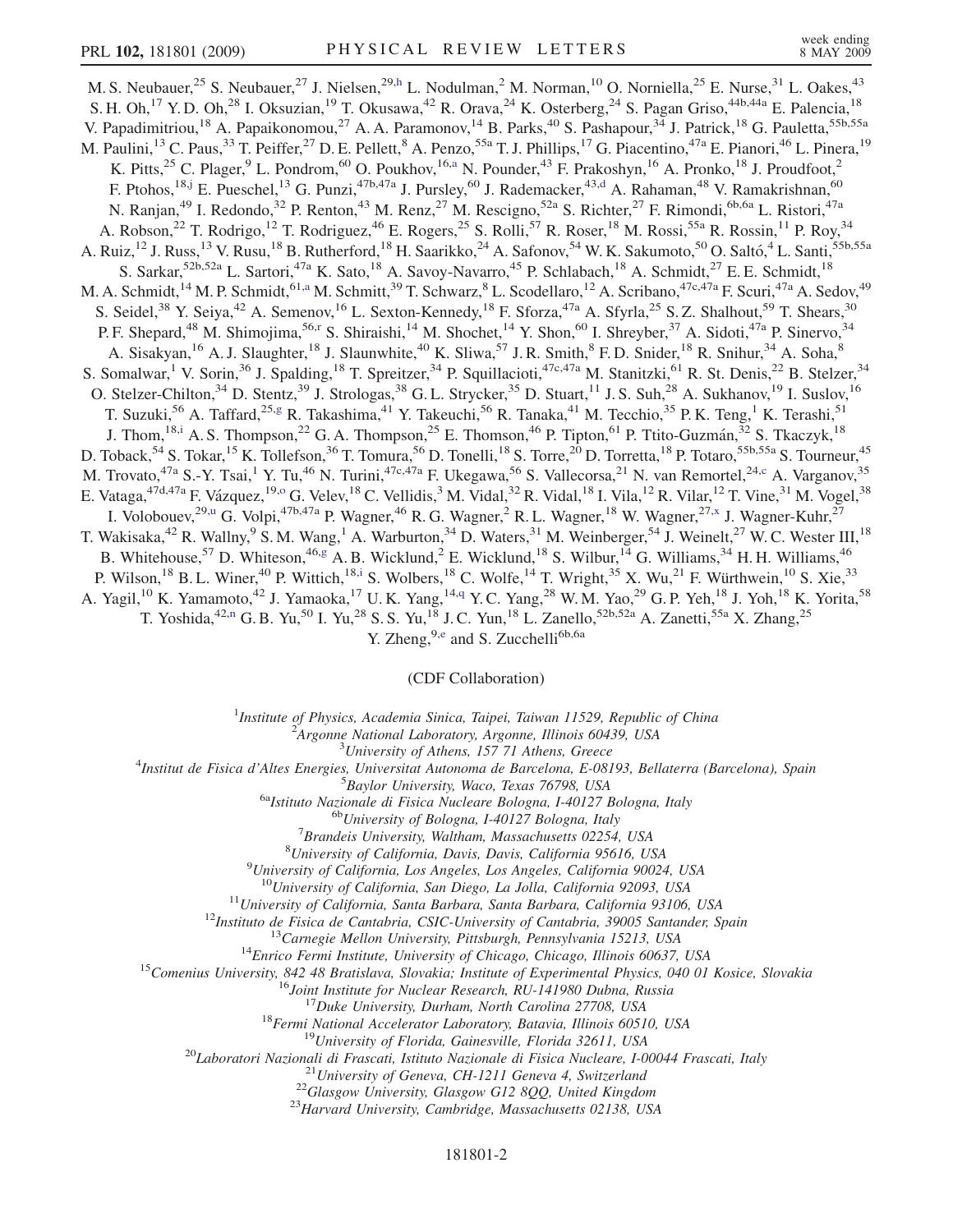M. S. Neubauer,[25] S. Neubauer,[27] J. Nielsen,[29,h] L. Nodulman,[2] M. Norman,[10] O. Norniella,[25] E. Nurse,[31] L. Oakes,[43] S. H. Oh,[17] Y. D. Oh,[28] I. Oksuzian,[19] T. Okusawa,[42] R. Orava,[24] K. Osterberg,[24] S. Pagan Griso,[44b,44a] E. Palencia,[18] V. Papadimitriou,[18] A. Papaikonomou,[27] A. A. Paramonov,[14] B. Parks,[40] S. Pashapour,[34] J. Patrick,[18] G. Pauletta,[55b,55a] M. Paulini,[13] C. Paus,[33] T. Peiffer,[27] D. E. Pellett,[8] A. Penzo,[55a] T. J. Phillips,[17] G. Piacentino,[47a] E. Pianori,[46] L. Pinera,[19] K. Pitts,[25] C. Plager,[9] L. Pondrom,[60] O. Poukhov,[16,a] N. Pounder,[43] F. Prakoshyn,[16] A. Pronko,[18] J. Proudfoot,[2] F. Ptohos,[18,j] E. Pueschel,[13] G. Punzi,[47b,47a] J. Pursley,[60] J. Rademacker,[43,d] A. Rahaman,[48] V. Ramakrishnan,[60] N. Ranjan,[49] I. Redondo,[32] P. Renton,[43] M. Renz,[27] M. Rescigno,[52a] S. Richter,[27] F. Rimondi,[6b,6a] L. Ristori,[47a] A. Robson,[22] T. Rodrigo,[12] T. Rodriguez,[46] E. Rogers,[25] S. Rolli,[57] R. Roser,[18] M. Rossi,[55a] R. Rossin,[11] P. Roy,[34] A. Ruiz,[12] J. Russ,[13] V. Rusu,[18] B. Rutherford,[18] H. Saarikko,[24] A. Safonov,[54] W. K. Sakumoto,[50] O. Saltó,[4] L. Santi,[55b,55a] S. Sarkar,[52b,52a] L. Sartori,[47a] K. Sato,[18] A. Savoy-Navarro,[45] P. Schlabach,[18] A. Schmidt,[27] E. E. Schmidt,[18] M. A. Schmidt,[14] M. P. Schmidt,[61,a] M. Schmitt,[39] T. Schwarz,[8] L. Scodellaro,[12] A. Scribano,[47c,47a] F. Scuri,[47a] A. Sedov,[49] S. Seidel,[38] Y. Seiya,[42] A. Semenov,[16] L. Sexton-Kennedy,[18] F. Sforza,[47a] A. Sfyrla,[25] S. Z. Shalhout,[59] T. Shears,[30] P. F. Shepard,[48] M. Shimojima,[56,r] S. Shiraishi,[14] M. Shochet,[14] Y. Shon,[60] I. Shreyber,[37] A. Sidoti,[47a] P. Sinervo,[34] A. Sisakyan,[16] A. J. Slaughter,[18] J. Slaunwhite,[40] K. Sliwa,[57] J. R. Smith,[8] F. D. Snider,[18] R. Snihur,[34] A. Soha,[8] S. Somalwar,[1] V. Sorin,[36] J. Spalding,[18] T. Spreitzer,[34] P. Squillacioti,[47c,47a] M. Stanitzki,[61] R. St. Denis,[22] B. Stelzer,[34] O. Stelzer-Chilton,[34] D. Stentz,[39] J. Strologas,[38] G. L. Strycker,[35] D. Stuart,[11] J. S. Suh,[28] A. Sukhanov,[19] I. Suslov,[16] T. Suzuki,[56] A. Taffard,[25,g] R. Takashima,[41] Y. Takeuchi,[56] R. Tanaka,[41] M. Tecchio,[35] P. K. Teng,[1] K. Terashi,[51] J. Thom,[18,i] A. S. Thompson,[22] G. A. Thompson,[25] E. Thomson,[46] P. Tipton,[61] P. Ttito-Guzmán,[32] S. Tkaczyk,[18] D. Toback,[54] S. Tokar,[15] K. Tollefson,[36] T. Tomura,[56] D. Tonelli,[18] S. Torre,[20] D. Torretta,[18] P. Totaro,[55b,55a] S. Tourneur,[45] M. Trovato,[47a] S.-Y. Tsai,[1] Y. Tu,[46] N. Turini,[47c,47a] F. Ukegawa,[56] S. Vallecorsa,[21] N. van Remortel,[24,c] A. Varganov,[35] E. Vataga,[47d,47a] F. Vázquez,[19,o] G. Velev,[18] C. Vellidis,[3] M. Vidal,[32] R. Vidal,[18] I. Vila,[12] R. Vilar,[12] T. Vine,[31] M. Vogel,[38] I. Volobouev,[29,u] G. Volpi,[47b,47a] P. Wagner,[46] R. G. Wagner,[2] R. L. Wagner,[18] W. Wagner,[27,x] J. Wagner-Kuhr,[27] T. Wakisaka,[42] R. Wallny,[9] S. M. Wang,[1] A. Warburton,[34] D. Waters,[31] M. Weinberger,[54] J. Weinelt,[27] W. C. Wester III,[18] B. Whitehouse,[57] D. Whiteson,[46,g] A. B. Wicklund,[2] E. Wicklund,[18] S. Wilbur,[14] G. Williams,[34] H. H. Williams,[46] P. Wilson,[18] B. L. Winer,[40] P. Wittich,[18,i] S. Wolbers,[18] C. Wolfe,[14] T. Wright,[35] X. Wu,[21] F. Würthwein,[10] S. Xie,[33] A. Yagil,[10] K. Yamamoto,[42] J. Yamaoka,[17] U. K. Yang,[14,q] Y. C. Yang,[28] W. M. Yao,[29] G. P. Yeh,[18] J. Yoh,[18] K. Yorita,[58] T. Yoshida,[42,n] G. B. Yu,[50] I. Yu,[28] S. S. Yu,[18] J. C. Yun,[18] L. Zanello,[52b,52a] A. Zanetti,[55a] X. Zhang,[25] Y. Zheng,[9,e] and S. Zucchelli[6b,6a]

(CDF Collaboration)

[1]*Institute of Physics, Academia Sinica, Taipei, Taiwan 11529, Republic of China*
[2]*Argonne National Laboratory, Argonne, Illinois 60439, USA*
[3]*University of Athens, 157 71 Athens, Greece*
[4]*Institut de Fisica d'Altes Energies, Universitat Autonoma de Barcelona, E-08193, Bellaterra (Barcelona), Spain*
[5]*Baylor University, Waco, Texas 76798, USA*
[6a]*Istituto Nazionale di Fisica Nucleare Bologna, I-40127 Bologna, Italy*
[6b]*University of Bologna, I-40127 Bologna, Italy*
[7]*Brandeis University, Waltham, Massachusetts 02254, USA*
[8]*University of California, Davis, Davis, California 95616, USA*
[9]*University of California, Los Angeles, Los Angeles, California 90024, USA*
[10]*University of California, San Diego, La Jolla, California 92093, USA*
[11]*University of California, Santa Barbara, Santa Barbara, California 93106, USA*
[12]*Instituto de Fisica de Cantabria, CSIC-University of Cantabria, 39005 Santander, Spain*
[13]*Carnegie Mellon University, Pittsburgh, Pennsylvania 15213, USA*
[14]*Enrico Fermi Institute, University of Chicago, Chicago, Illinois 60637, USA*
[15]*Comenius University, 842 48 Bratislava, Slovakia; Institute of Experimental Physics, 040 01 Kosice, Slovakia*
[16]*Joint Institute for Nuclear Research, RU-141980 Dubna, Russia*
[17]*Duke University, Durham, North Carolina 27708, USA*
[18]*Fermi National Accelerator Laboratory, Batavia, Illinois 60510, USA*
[19]*University of Florida, Gainesville, Florida 32611, USA*
[20]*Laboratori Nazionali di Frascati, Istituto Nazionale di Fisica Nucleare, I-00044 Frascati, Italy*
[21]*University of Geneva, CH-1211 Geneva 4, Switzerland*
[22]*Glasgow University, Glasgow G12 8QQ, United Kingdom*
[23]*Harvard University, Cambridge, Massachusetts 02138, USA*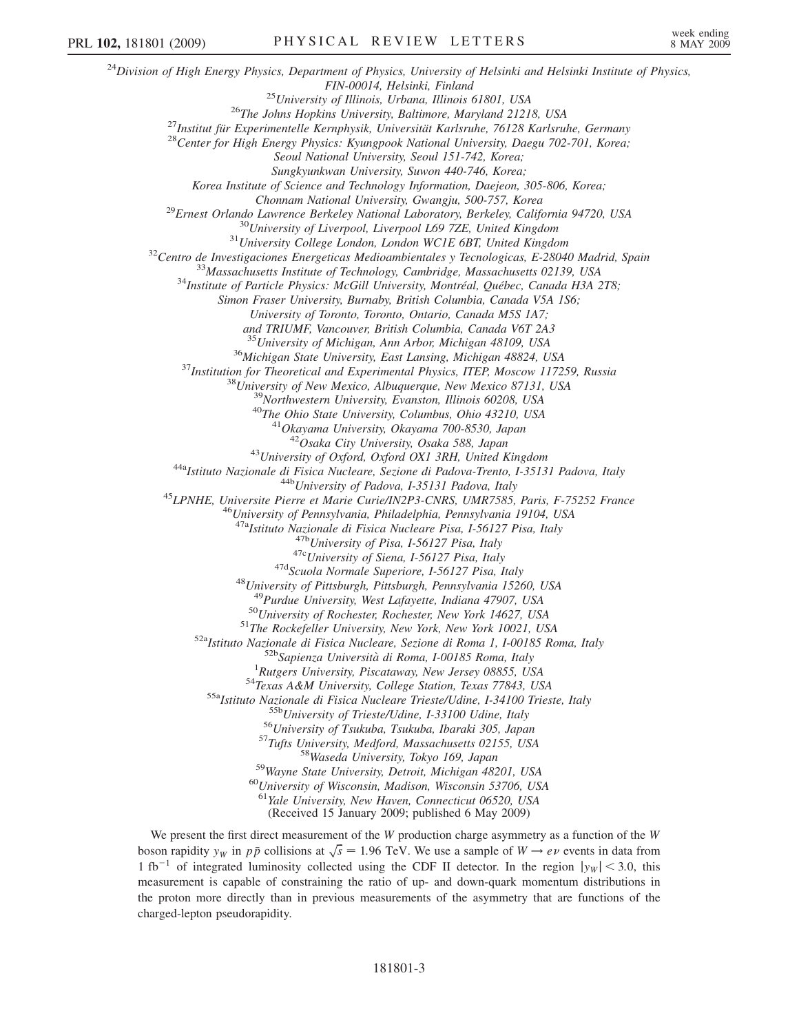[24]Division of High Energy Physics, Department of Physics, University of Helsinki and Helsinki Institute of Physics, FIN-00014, Helsinki, Finland

[25]University of Illinois, Urbana, Illinois 61801, USA

[26]The Johns Hopkins University, Baltimore, Maryland 21218, USA

[27]Institut für Experimentelle Kernphysik, Universität Karlsruhe, 76128 Karlsruhe, Germany

[28]Center for High Energy Physics: Kyungpook National University, Daegu 702-701, Korea; Seoul National University, Seoul 151-742, Korea; Sungkyunkwan University, Suwon 440-746, Korea; Korea Institute of Science and Technology Information, Daejeon, 305-806, Korea; Chonnam National University, Gwangju, 500-757, Korea

[29]Ernest Orlando Lawrence Berkeley National Laboratory, Berkeley, California 94720, USA

[30]University of Liverpool, Liverpool L69 7ZE, United Kingdom

[31]University College London, London WC1E 6BT, United Kingdom

[32]Centro de Investigaciones Energeticas Medioambientales y Tecnologicas, E-28040 Madrid, Spain

[33]Massachusetts Institute of Technology, Cambridge, Massachusetts 02139, USA

[34]Institute of Particle Physics: McGill University, Montréal, Québec, Canada H3A 2T8; Simon Fraser University, Burnaby, British Columbia, Canada V5A 1S6; University of Toronto, Toronto, Ontario, Canada M5S 1A7; and TRIUMF, Vancouver, British Columbia, Canada V6T 2A3

[35]University of Michigan, Ann Arbor, Michigan 48109, USA

[36]Michigan State University, East Lansing, Michigan 48824, USA

[37]Institution for Theoretical and Experimental Physics, ITEP, Moscow 117259, Russia

[38]University of New Mexico, Albuquerque, New Mexico 87131, USA

[39]Northwestern University, Evanston, Illinois 60208, USA

[40]The Ohio State University, Columbus, Ohio 43210, USA

[41]Okayama University, Okayama 700-8530, Japan

[42]Osaka City University, Osaka 588, Japan

[43]University of Oxford, Oxford OX1 3RH, United Kingdom

[44a]Istituto Nazionale di Fisica Nucleare, Sezione di Padova-Trento, I-35131 Padova, Italy

[44b]University of Padova, I-35131 Padova, Italy

[45]LPNHE, Universite Pierre et Marie Curie/IN2P3-CNRS, UMR7585, Paris, F-75252 France

[46]University of Pennsylvania, Philadelphia, Pennsylvania 19104, USA

[47a]Istituto Nazionale di Fisica Nucleare Pisa, I-56127 Pisa, Italy

[47b]University of Pisa, I-56127 Pisa, Italy

[47c]University of Siena, I-56127 Pisa, Italy

[47d]Scuola Normale Superiore, I-56127 Pisa, Italy

[48]University of Pittsburgh, Pittsburgh, Pennsylvania 15260, USA

[49]Purdue University, West Lafayette, Indiana 47907, USA

[50]University of Rochester, Rochester, New York 14627, USA

[51]The Rockefeller University, New York, New York 10021, USA

[52a]Istituto Nazionale di Fisica Nucleare, Sezione di Roma 1, I-00185 Roma, Italy

[52b]Sapienza Università di Roma, I-00185 Roma, Italy

[1]Rutgers University, Piscataway, New Jersey 08855, USA

[54]Texas A&M University, College Station, Texas 77843, USA

[55a]Istituto Nazionale di Fisica Nucleare Trieste/Udine, I-34100 Trieste, Italy

[55b]University of Trieste/Udine, I-33100 Udine, Italy

[56]University of Tsukuba, Tsukuba, Ibaraki 305, Japan

[57]Tufts University, Medford, Massachusetts 02155, USA

[58]Waseda University, Tokyo 169, Japan

[59]Wayne State University, Detroit, Michigan 48201, USA

[60]University of Wisconsin, Madison, Wisconsin 53706, USA

[61]Yale University, New Haven, Connecticut 06520, USA

(Received 15 January 2009; published 6 May 2009)

We present the first direct measurement of the $W$ production charge asymmetry as a function of the $W$ boson rapidity $y_W$ in $p\bar{p}$ collisions at $\sqrt{s} = 1.96$ TeV. We use a sample of $W \rightarrow e\nu$ events in data from 1 $\text{fb}^{-1}$ of integrated luminosity collected using the CDF II detector. In the region $|y_W| < 3.0$, this measurement is capable of constraining the ratio of up- and down-quark momentum distributions in the proton more directly than in previous measurements of the asymmetry that are functions of the charged-lepton pseudorapidity.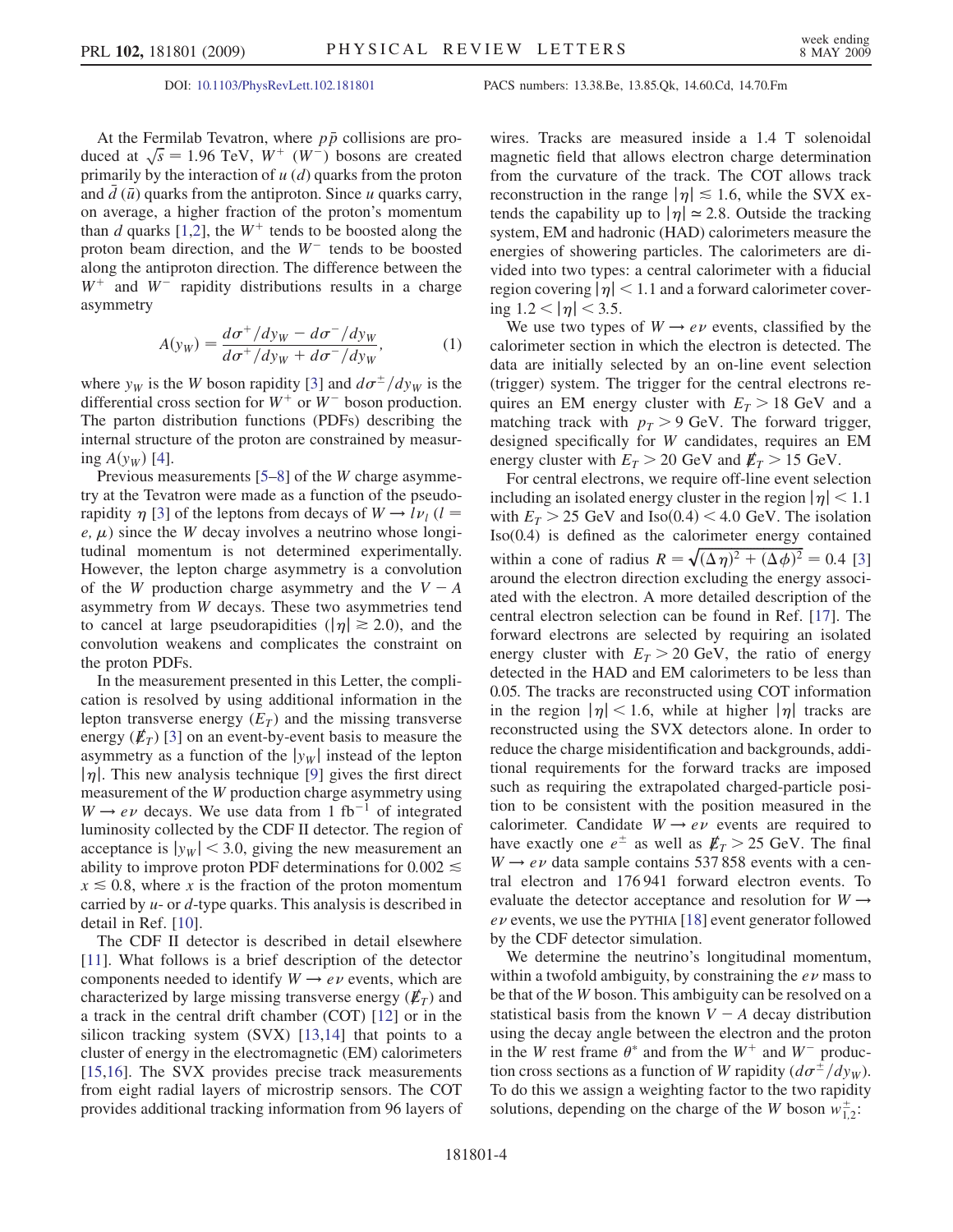DOI: 10.1103/PhysRevLett.102.181801 PACS numbers: 13.38.Be, 13.85.Qk, 14.60.Cd, 14.70.Fm

At the Fermilab Tevatron, where $p\bar{p}$ collisions are produced at $\sqrt{s} = 1.96$ TeV, $W^+$ ($W^-$) bosons are created primarily by the interaction of $u$ ($d$) quarks from the proton and $\bar{d}$ ($\bar{u}$) quarks from the antiproton. Since $u$ quarks carry, on average, a higher fraction of the proton's momentum than $d$ quarks [1,2], the $W^+$ tends to be boosted along the proton beam direction, and the $W^-$ tends to be boosted along the antiproton direction. The difference between the $W^+$ and $W^-$ rapidity distributions results in a charge asymmetry

$$A(y_W) = \frac{d\sigma^+/dy_W - d\sigma^-/dy_W}{d\sigma^+/dy_W + d\sigma^-/dy_W}, \quad (1)$$

where $y_W$ is the $W$ boson rapidity [3] and $d\sigma^\pm/dy_W$ is the differential cross section for $W^+$ or $W^-$ boson production. The parton distribution functions (PDFs) describing the internal structure of the proton are constrained by measuring $A(y_W)$ [4].

Previous measurements [5–8] of the $W$ charge asymmetry at the Tevatron were made as a function of the pseudorapidity $\eta$ [3] of the leptons from decays of $W \to l\nu_l$ ($l = e, \mu$) since the $W$ decay involves a neutrino whose longitudinal momentum is not determined experimentally. However, the lepton charge asymmetry is a convolution of the $W$ production charge asymmetry and the $V - A$ asymmetry from $W$ decays. These two asymmetries tend to cancel at large pseudorapidities ($|\eta| \gtrsim 2.0$), and the convolution weakens and complicates the constraint on the proton PDFs.

In the measurement presented in this Letter, the complication is resolved by using additional information in the lepton transverse energy ($E_T$) and the missing transverse energy ($\not\!\!E_T$) [3] on an event-by-event basis to measure the asymmetry as a function of the $|y_W|$ instead of the lepton $|\eta|$. This new analysis technique [9] gives the first direct measurement of the $W$ production charge asymmetry using $W \to e\nu$ decays. We use data from 1 fb$^{-1}$ of integrated luminosity collected by the CDF II detector. The region of acceptance is $|y_W| < 3.0$, giving the new measurement an ability to improve proton PDF determinations for $0.002 \lesssim x \lesssim 0.8$, where $x$ is the fraction of the proton momentum carried by $u$- or $d$-type quarks. This analysis is described in detail in Ref. [10].

The CDF II detector is described in detail elsewhere [11]. What follows is a brief description of the detector components needed to identify $W \to e\nu$ events, which are characterized by large missing transverse energy ($\not\!\!E_T$) and a track in the central drift chamber (COT) [12] or in the silicon tracking system (SVX) [13,14] that points to a cluster of energy in the electromagnetic (EM) calorimeters [15,16]. The SVX provides precise track measurements from eight radial layers of microstrip sensors. The COT provides additional tracking information from 96 layers of wires. Tracks are measured inside a 1.4 T solenoidal magnetic field that allows electron charge determination from the curvature of the track. The COT allows track reconstruction in the range $|\eta| \lesssim 1.6$, while the SVX extends the capability up to $|\eta| \simeq 2.8$. Outside the tracking system, EM and hadronic (HAD) calorimeters measure the energies of showering particles. The calorimeters are divided into two types: a central calorimeter with a fiducial region covering $|\eta| < 1.1$ and a forward calorimeter covering $1.2 < |\eta| < 3.5$.

We use two types of $W \to e\nu$ events, classified by the calorimeter section in which the electron is detected. The data are initially selected by an on-line event selection (trigger) system. The trigger for the central electrons requires an EM energy cluster with $E_T > 18$ GeV and a matching track with $p_T > 9$ GeV. The forward trigger, designed specifically for $W$ candidates, requires an EM energy cluster with $E_T > 20$ GeV and $\not\!\!E_T > 15$ GeV.

For central electrons, we require off-line event selection including an isolated energy cluster in the region $|\eta| < 1.1$ with $E_T > 25$ GeV and Iso(0.4) $< 4.0$ GeV. The isolation Iso(0.4) is defined as the calorimeter energy contained within a cone of radius $R = \sqrt{(\Delta\eta)^2 + (\Delta\phi)^2} = 0.4$ [3] around the electron direction excluding the energy associated with the electron. A more detailed description of the central electron selection can be found in Ref. [17]. The forward electrons are selected by requiring an isolated energy cluster with $E_T > 20$ GeV, the ratio of energy detected in the HAD and EM calorimeters to be less than 0.05. The tracks are reconstructed using COT information in the region $|\eta| < 1.6$, while at higher $|\eta|$ tracks are reconstructed using the SVX detectors alone. In order to reduce the charge misidentification and backgrounds, additional requirements for the forward tracks are imposed such as requiring the extrapolated charged-particle position to be consistent with the position measured in the calorimeter. Candidate $W \to e\nu$ events are required to have exactly one $e^\pm$ as well as $\not\!\!E_T > 25$ GeV. The final $W \to e\nu$ data sample contains 537 858 events with a central electron and 176 941 forward electron events. To evaluate the detector acceptance and resolution for $W \to e\nu$ events, we use the PYTHIA [18] event generator followed by the CDF detector simulation.

We determine the neutrino's longitudinal momentum, within a twofold ambiguity, by constraining the $e\nu$ mass to be that of the $W$ boson. This ambiguity can be resolved on a statistical basis from the known $V - A$ decay distribution using the decay angle between the electron and the proton in the $W$ rest frame $\theta^*$ and from the $W^+$ and $W^-$ production cross sections as a function of $W$ rapidity ($d\sigma^\pm/dy_W$). To do this we assign a weighting factor to the two rapidity solutions, depending on the charge of the $W$ boson $w^\pm_{1,2}$: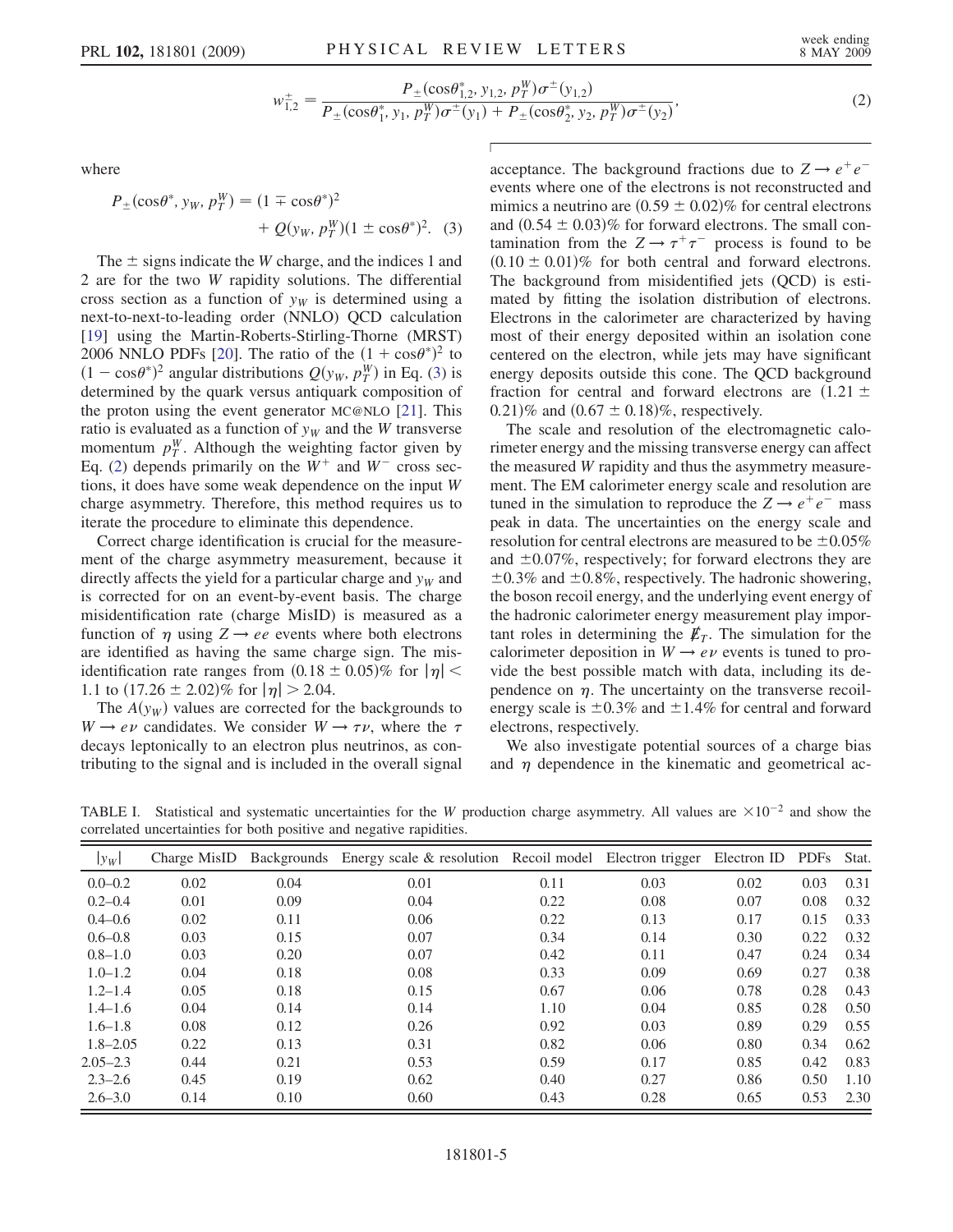$$w^{\pm}_{1,2} = \frac{P_{\pm}(\cos\theta^*_{1,2}, y_{1,2}, p^W_T)\sigma^{\pm}(y_{1,2})}{P_{\pm}(\cos\theta^*_1, y_1, p^W_T)\sigma^{\pm}(y_1) + P_{\pm}(\cos\theta^*_2, y_2, p^W_T)\sigma^{\pm}(y_2)}, \tag{2}$$

where

$$P_{\pm}(\cos\theta^*, y_W, p^W_T) = (1 \mp \cos\theta^*)^2 + Q(y_W, p^W_T)(1 \pm \cos\theta^*)^2. \tag{3}$$

The $\pm$ signs indicate the $W$ charge, and the indices 1 and 2 are for the two $W$ rapidity solutions. The differential cross section as a function of $y_W$ is determined using a next-to-next-to-leading order (NNLO) QCD calculation [19] using the Martin-Roberts-Stirling-Thorne (MRST) 2006 NNLO PDFs [20]. The ratio of the $(1 + \cos\theta^*)^2$ to $(1 - \cos\theta^*)^2$ angular distributions $Q(y_W, p^W_T)$ in Eq. (3) is determined by the quark versus antiquark composition of the proton using the event generator MC@NLO [21]. This ratio is evaluated as a function of $y_W$ and the $W$ transverse momentum $p^W_T$. Although the weighting factor given by Eq. (2) depends primarily on the $W^+$ and $W^-$ cross sections, it does have some weak dependence on the input $W$ charge asymmetry. Therefore, this method requires us to iterate the procedure to eliminate this dependence.

Correct charge identification is crucial for the measurement of the charge asymmetry measurement, because it directly affects the yield for a particular charge and $y_W$ and is corrected for on an event-by-event basis. The charge misidentification rate (charge MisID) is measured as a function of $\eta$ using $Z \to ee$ events where both electrons are identified as having the same charge sign. The misidentification rate ranges from $(0.18 \pm 0.05)\%$ for $|\eta| < 1.1$ to $(17.26 \pm 2.02)\%$ for $|\eta| > 2.04$.

The $A(y_W)$ values are corrected for the backgrounds to $W \to e\nu$ candidates. We consider $W \to \tau\nu$, where the $\tau$ decays leptonically to an electron plus neutrinos, as contributing to the signal and is included in the overall signal acceptance. The background fractions due to $Z \to e^+e^-$ events where one of the electrons is not reconstructed and mimics a neutrino are $(0.59 \pm 0.02)\%$ for central electrons and $(0.54 \pm 0.03)\%$ for forward electrons. The small contamination from the $Z \to \tau^+\tau^-$ process is found to be $(0.10 \pm 0.01)\%$ for both central and forward electrons. The background from misidentified jets (QCD) is estimated by fitting the isolation distribution of electrons. Electrons in the calorimeter are characterized by having most of their energy deposited within an isolation cone centered on the electron, while jets may have significant energy deposits outside this cone. The QCD background fraction for central and forward electrons are $(1.21 \pm 0.21)\%$ and $(0.67 \pm 0.18)\%$, respectively.

The scale and resolution of the electromagnetic calorimeter energy and the missing transverse energy can affect the measured $W$ rapidity and thus the asymmetry measurement. The EM calorimeter energy scale and resolution are tuned in the simulation to reproduce the $Z \to e^+e^-$ mass peak in data. The uncertainties on the energy scale and resolution for central electrons are measured to be $\pm 0.05\%$ and $\pm 0.07\%$, respectively; for forward electrons they are $\pm 0.3\%$ and $\pm 0.8\%$, respectively. The hadronic showering, the boson recoil energy, and the underlying event energy of the hadronic calorimeter energy measurement play important roles in determining the $\not\!\!E_T$. The simulation for the calorimeter deposition in $W \to e\nu$ events is tuned to provide the best possible match with data, including its dependence on $\eta$. The uncertainty on the transverse recoil-energy scale is $\pm 0.3\%$ and $\pm 1.4\%$ for central and forward electrons, respectively.

We also investigate potential sources of a charge bias and $\eta$ dependence in the kinematic and geometrical ac-

TABLE I. Statistical and systematic uncertainties for the $W$ production charge asymmetry. All values are $\times 10^{-2}$ and show the correlated uncertainties for both positive and negative rapidities.

| $\lvert y_W \rvert$ | Charge MisID | Backgrounds | Energy scale & resolution | Recoil model | Electron trigger | Electron ID | PDFs | Stat. |
|---|---|---|---|---|---|---|---|---|
| 0.0–0.2 | 0.02 | 0.04 | 0.01 | 0.11 | 0.03 | 0.02 | 0.03 | 0.31 |
| 0.2–0.4 | 0.01 | 0.09 | 0.04 | 0.22 | 0.08 | 0.07 | 0.08 | 0.32 |
| 0.4–0.6 | 0.02 | 0.11 | 0.06 | 0.22 | 0.13 | 0.17 | 0.15 | 0.33 |
| 0.6–0.8 | 0.03 | 0.15 | 0.07 | 0.34 | 0.14 | 0.30 | 0.22 | 0.32 |
| 0.8–1.0 | 0.03 | 0.20 | 0.07 | 0.42 | 0.11 | 0.47 | 0.24 | 0.34 |
| 1.0–1.2 | 0.04 | 0.18 | 0.08 | 0.33 | 0.09 | 0.69 | 0.27 | 0.38 |
| 1.2–1.4 | 0.05 | 0.18 | 0.15 | 0.67 | 0.06 | 0.78 | 0.28 | 0.43 |
| 1.4–1.6 | 0.04 | 0.14 | 0.14 | 1.10 | 0.04 | 0.85 | 0.28 | 0.50 |
| 1.6–1.8 | 0.08 | 0.12 | 0.26 | 0.92 | 0.03 | 0.89 | 0.29 | 0.55 |
| 1.8–2.05 | 0.22 | 0.13 | 0.31 | 0.82 | 0.06 | 0.80 | 0.34 | 0.62 |
| 2.05–2.3 | 0.44 | 0.21 | 0.53 | 0.59 | 0.17 | 0.85 | 0.42 | 0.83 |
| 2.3–2.6 | 0.45 | 0.19 | 0.62 | 0.40 | 0.27 | 0.86 | 0.50 | 1.10 |
| 2.6–3.0 | 0.14 | 0.10 | 0.60 | 0.43 | 0.28 | 0.65 | 0.53 | 2.30 |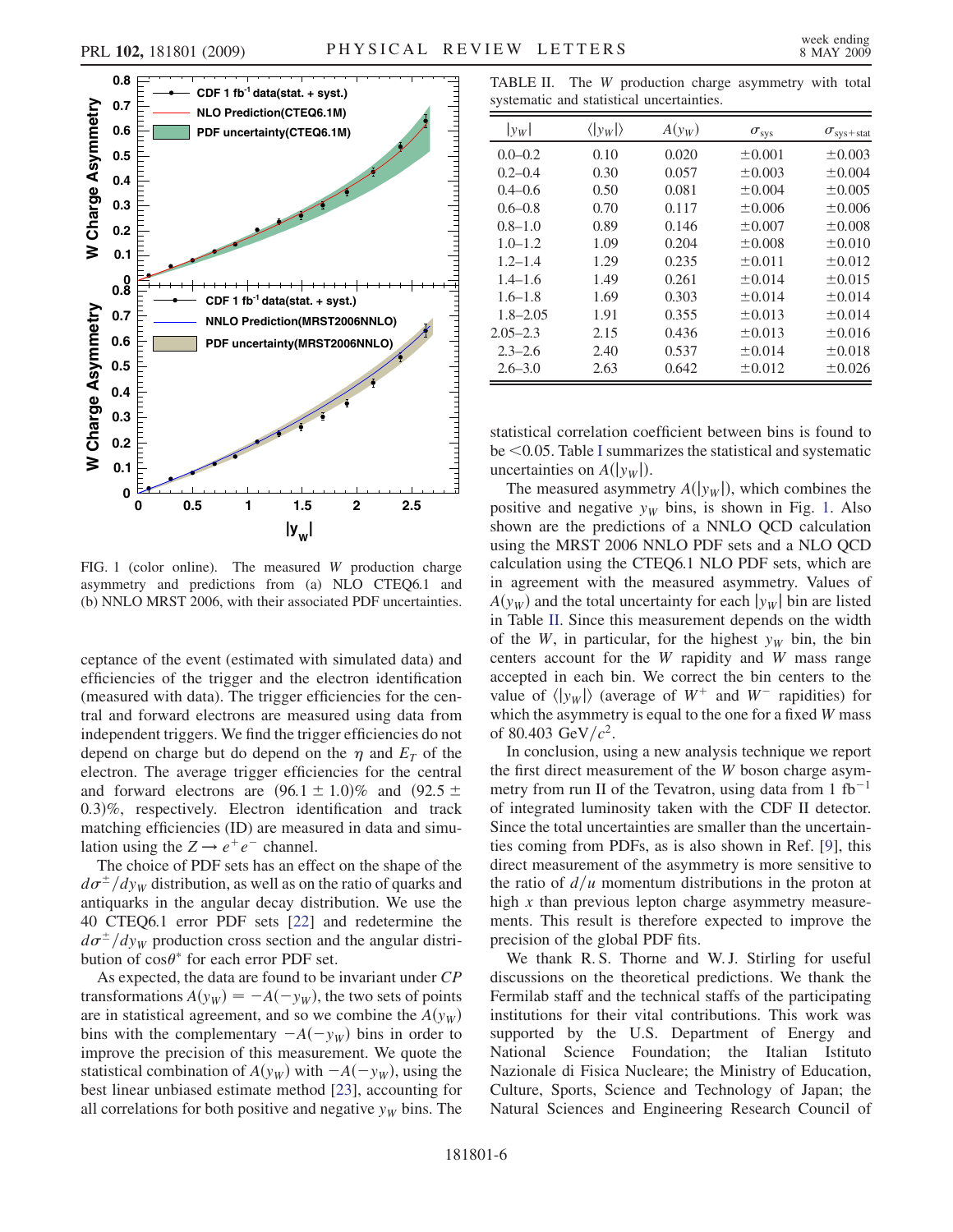FIG. 1 (color online). The measured $W$ production charge asymmetry and predictions from (a) NLO CTEQ6.1 and (b) NNLO MRST 2006, with their associated PDF uncertainties.

ceptance of the event (estimated with simulated data) and efficiencies of the trigger and the electron identification (measured with data). The trigger efficiencies for the central and forward electrons are measured using data from independent triggers. We find the trigger efficiencies do not depend on charge but do depend on the $\eta$ and $E_T$ of the electron. The average trigger efficiencies for the central and forward electrons are $(96.1 \pm 1.0)\%$ and $(92.5 \pm 0.3)\%$, respectively. Electron identification and track matching efficiencies (ID) are measured in data and simulation using the $Z \rightarrow e^+e^-$ channel.

The choice of PDF sets has an effect on the shape of the $d\sigma^{\pm}/dy_W$ distribution, as well as on the ratio of quarks and antiquarks in the angular decay distribution. We use the 40 CTEQ6.1 error PDF sets [22] and redetermine the $d\sigma^{\pm}/dy_W$ production cross section and the angular distribution of $\cos\theta^*$ for each error PDF set.

As expected, the data are found to be invariant under $CP$ transformations $A(y_W) = -A(-y_W)$, the two sets of points are in statistical agreement, and so we combine the $A(y_W)$ bins with the complementary $-A(-y_W)$ bins in order to improve the precision of this measurement. We quote the statistical combination of $A(y_W)$ with $-A(-y_W)$, using the best linear unbiased estimate method [23], accounting for all correlations for both positive and negative $y_W$ bins. The statistical correlation coefficient between bins is found to be $<0.05$. Table I summarizes the statistical and systematic uncertainties on $A(|y_W|)$.

TABLE II. The $W$ production charge asymmetry with total systematic and statistical uncertainties.

| $\lvert y_W\rvert$ | $\langle\lvert y_W\rvert\rangle$ | $A(y_W)$ | $\sigma_{\mathrm{sys}}$ | $\sigma_{\mathrm{sys+stat}}$ |
|---|---|---|---|---|
| 0.0–0.2 | 0.10 | 0.020 | ±0.001 | ±0.003 |
| 0.2–0.4 | 0.30 | 0.057 | ±0.003 | ±0.004 |
| 0.4–0.6 | 0.50 | 0.081 | ±0.004 | ±0.005 |
| 0.6–0.8 | 0.70 | 0.117 | ±0.006 | ±0.006 |
| 0.8–1.0 | 0.89 | 0.146 | ±0.007 | ±0.008 |
| 1.0–1.2 | 1.09 | 0.204 | ±0.008 | ±0.010 |
| 1.2–1.4 | 1.29 | 0.235 | ±0.011 | ±0.012 |
| 1.4–1.6 | 1.49 | 0.261 | ±0.014 | ±0.015 |
| 1.6–1.8 | 1.69 | 0.303 | ±0.014 | ±0.014 |
| 1.8–2.05 | 1.91 | 0.355 | ±0.013 | ±0.014 |
| 2.05–2.3 | 2.15 | 0.436 | ±0.013 | ±0.016 |
| 2.3–2.6 | 2.40 | 0.537 | ±0.014 | ±0.018 |
| 2.6–3.0 | 2.63 | 0.642 | ±0.012 | ±0.026 |

The measured asymmetry $A(|y_W|)$, which combines the positive and negative $y_W$ bins, is shown in Fig. 1. Also shown are the predictions of a NNLO QCD calculation using the MRST 2006 NNLO PDF sets and a NLO QCD calculation using the CTEQ6.1 NLO PDF sets, which are in agreement with the measured asymmetry. Values of $A(y_W)$ and the total uncertainty for each $|y_W|$ bin are listed in Table II. Since this measurement depends on the width of the $W$, in particular, for the highest $y_W$ bin, the bin centers account for the $W$ rapidity and $W$ mass range accepted in each bin. We correct the bin centers to the value of $\langle|y_W|\rangle$ (average of $W^+$ and $W^-$ rapidities) for which the asymmetry is equal to the one for a fixed $W$ mass of 80.403 GeV$/c^2$.

In conclusion, using a new analysis technique we report the first direct measurement of the $W$ boson charge asymmetry from run II of the Tevatron, using data from 1 fb$^{-1}$ of integrated luminosity taken with the CDF II detector. Since the total uncertainties are smaller than the uncertainties coming from PDFs, as is also shown in Ref. [9], this direct measurement of the asymmetry is more sensitive to the ratio of $d/u$ momentum distributions in the proton at high $x$ than previous lepton charge asymmetry measurements. This result is therefore expected to improve the precision of the global PDF fits.

We thank R. S. Thorne and W. J. Stirling for useful discussions on the theoretical predictions. We thank the Fermilab staff and the technical staffs of the participating institutions for their vital contributions. This work was supported by the U.S. Department of Energy and National Science Foundation; the Italian Istituto Nazionale di Fisica Nucleare; the Ministry of Education, Culture, Sports, Science and Technology of Japan; the Natural Sciences and Engineering Research Council of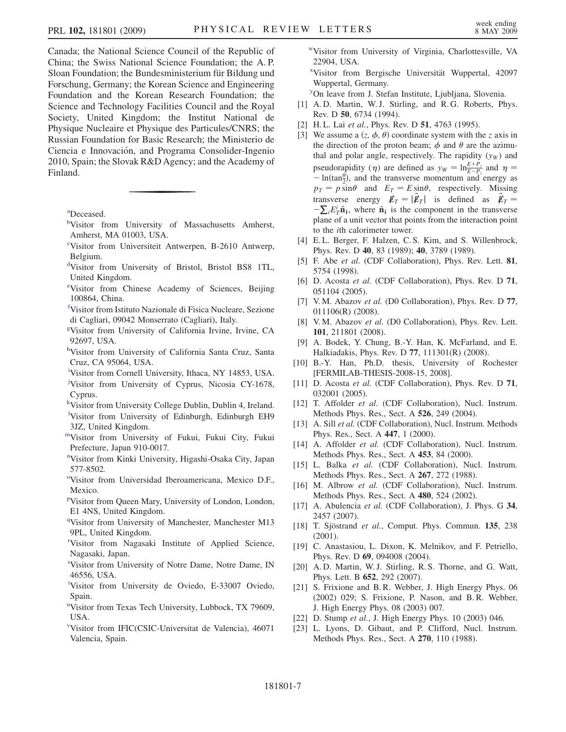Canada; the National Science Council of the Republic of China; the Swiss National Science Foundation; the A. P. Sloan Foundation; the Bundesministerium für Bildung und Forschung, Germany; the Korean Science and Engineering Foundation and the Korean Research Foundation; the Science and Technology Facilities Council and the Royal Society, United Kingdom; the Institut National de Physique Nucleaire et Physique des Particules/CNRS; the Russian Foundation for Basic Research; the Ministerio de Ciencia e Innovación, and Programa Consolider-Ingenio 2010, Spain; the Slovak R&D Agency; and the Academy of Finland.

---

[a]Deceased.

[b]Visitor from University of Massachusetts Amherst, Amherst, MA 01003, USA.

[c]Visitor from Universiteit Antwerpen, B-2610 Antwerp, Belgium.

[d]Visitor from University of Bristol, Bristol BS8 1TL, United Kingdom.

[e]Visitor from Chinese Academy of Sciences, Beijing 100864, China.

[f]Visitor from Istituto Nazionale di Fisica Nucleare, Sezione di Cagliari, 09042 Monserrato (Cagliari), Italy.

[g]Visitor from University of California Irvine, Irvine, CA 92697, USA.

[h]Visitor from University of California Santa Cruz, Santa Cruz, CA 95064, USA.

[i]Visitor from Cornell University, Ithaca, NY 14853, USA.

[j]Visitor from University of Cyprus, Nicosia CY-1678, Cyprus.

[k]Visitor from University College Dublin, Dublin 4, Ireland.

[l]Visitor from University of Edinburgh, Edinburgh EH9 3JZ, United Kingdom.

[m]Visitor from University of Fukui, Fukui City, Fukui Prefecture, Japan 910-0017.

[n]Visitor from Kinki University, Higashi-Osaka City, Japan 577-8502.

[o]Visitor from Universidad Iberoamericana, Mexico D.F., Mexico.

[p]Visitor from Queen Mary, University of London, London, E1 4NS, United Kingdom.

[q]Visitor from University of Manchester, Manchester M13 9PL, United Kingdom.

[r]Visitor from Nagasaki Institute of Applied Science, Nagasaki, Japan.

[s]Visitor from University of Notre Dame, Notre Dame, IN 46556, USA.

[t]Visitor from University de Oviedo, E-33007 Oviedo, Spain.

[u]Visitor from Texas Tech University, Lubbock, TX 79609, USA.

[v]Visitor from IFIC(CSIC-Universitat de Valencia), 46071 Valencia, Spain.

[w]Visitor from University of Virginia, Charlottesville, VA 22904, USA.

[x]Visitor from Bergische Universität Wuppertal, 42097 Wuppertal, Germany.

[y]On leave from J. Stefan Institute, Ljubljana, Slovenia.

[1] A. D. Martin, W. J. Stirling, and R. G. Roberts, Phys. Rev. D **50**, 6734 (1994).

[2] H. L. Lai *et al.*, Phys. Rev. D **51**, 4763 (1995).

[3] We assume a $(z, \phi, \theta)$ coordinate system with the $z$ axis in the direction of the proton beam; $\phi$ and $\theta$ are the azimuthal and polar angle, respectively. The rapidity ($y_W$) and pseudorapidity ($\eta$) are defined as $y_W = \ln\frac{E+P_z}{E-P_z}$ and $\eta = -\ln(\tan\frac{\theta}{2})$, and the transverse momentum and energy as $p_T = p\sin\theta$ and $E_T = E\sin\theta$, respectively. Missing transverse energy $\not{E}_T = |\vec{\not{E}}_T|$ is defined as $\vec{\not{E}}_T = -\sum_i E_T^i \hat{\mathbf{n}}_\mathbf{i}$, where $\hat{\mathbf{n}}_\mathbf{i}$ is the component in the transverse plane of a unit vector that points from the interaction point to the $i$th calorimeter tower.

[4] E. L. Berger, F. Halzen, C. S. Kim, and S. Willenbrock, Phys. Rev. D **40**, 83 (1989); **40**, 3789 (1989).

[5] F. Abe *et al.* (CDF Collaboration), Phys. Rev. Lett. **81**, 5754 (1998).

[6] D. Acosta *et al.* (CDF Collaboration), Phys. Rev. D **71**, 051104 (2005).

[7] V. M. Abazov *et al.* (D0 Collaboration), Phys. Rev. D **77**, 011106(R) (2008).

[8] V. M. Abazov *et al.* (D0 Collaboration), Phys. Rev. Lett. **101**, 211801 (2008).

[9] A. Bodek, Y. Chung, B.-Y. Han, K. McFarland, and E. Halkiadakis, Phys. Rev. D **77**, 111301(R) (2008).

[10] B.-Y. Han, Ph.D. thesis, University of Rochester [FERMILAB-THESIS-2008-15, 2008].

[11] D. Acosta *et al.* (CDF Collaboration), Phys. Rev. D **71**, 032001 (2005).

[12] T. Affolder *et al.* (CDF Collaboration), Nucl. Instrum. Methods Phys. Res., Sect. A **526**, 249 (2004).

[13] A. Sill *et al.* (CDF Collaboration), Nucl. Instrum. Methods Phys. Res., Sect. A **447**, 1 (2000).

[14] A. Affolder *et al.* (CDF Collaboration), Nucl. Instrum. Methods Phys. Res., Sect. A **453**, 84 (2000).

[15] L. Balka *et al.* (CDF Collaboration), Nucl. Instrum. Methods Phys. Res., Sect. A **267**, 272 (1988).

[16] M. Albrow *et al.* (CDF Collaboration), Nucl. Instrum. Methods Phys. Res., Sect. A **480**, 524 (2002).

[17] A. Abulencia *et al.* (CDF Collaboration), J. Phys. G **34**, 2457 (2007).

[18] T. Sjöstrand *et al.*, Comput. Phys. Commun. **135**, 238 (2001).

[19] C. Anastasiou, L. Dixon, K. Melnikov, and F. Petriello, Phys. Rev. D **69**, 094008 (2004).

[20] A. D. Martin, W. J. Stirling, R. S. Thorne, and G. Watt, Phys. Lett. B **652**, 292 (2007).

[21] S. Frixione and B. R. Webber, J. High Energy Phys. 06 (2002) 029; S. Frixione, P. Nason, and B. R. Webber, J. High Energy Phys. 08 (2003) 007.

[22] D. Stump *et al.*, J. High Energy Phys. 10 (2003) 046.

[23] L. Lyons, D. Gibaut, and P. Clifford, Nucl. Instrum. Methods Phys. Res., Sect. A **270**, 110 (1988).